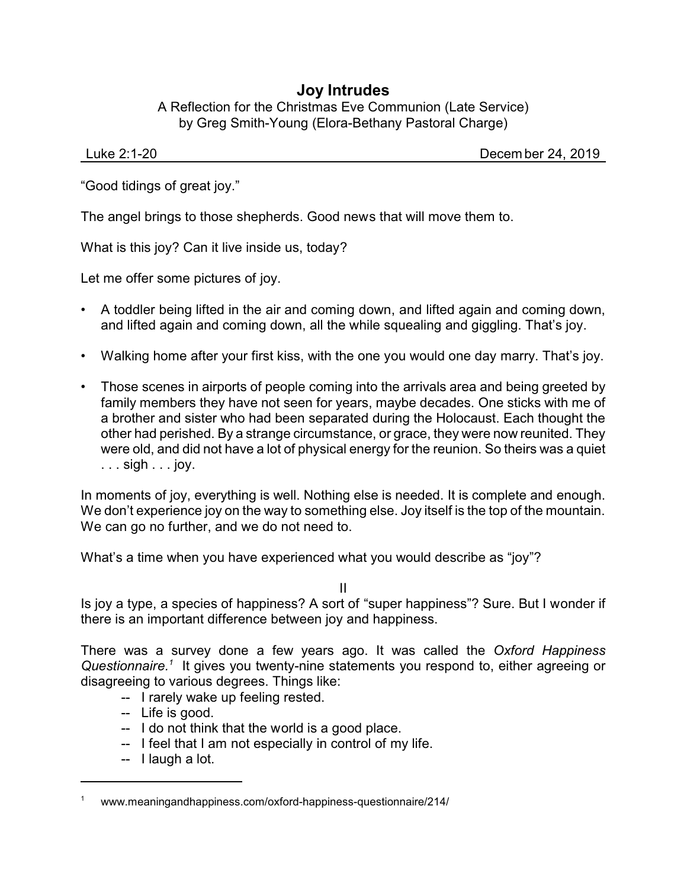# Joy Intrudes

A Reflection for the Christmas Eve Communion (Late Service)
by Greg Smith-Young (Elora-Bethany Pastoral Charge)

Luke 2:1-20 December 24, 2019

"Good tidings of great joy."

The angel brings to those shepherds. Good news that will move them to.

What is this joy? Can it live inside us, today?

Let me offer some pictures of joy.

- A toddler being lifted in the air and coming down, and lifted again and coming down, and lifted again and coming down, all the while squealing and giggling. That's joy.
- Walking home after your first kiss, with the one you would one day marry. That's joy.
- Those scenes in airports of people coming into the arrivals area and being greeted by family members they have not seen for years, maybe decades. One sticks with me of a brother and sister who had been separated during the Holocaust. Each thought the other had perished. By a strange circumstance, or grace, they were now reunited. They were old, and did not have a lot of physical energy for the reunion. So theirs was a quiet . . . sigh . . . joy.

In moments of joy, everything is well. Nothing else is needed. It is complete and enough. We don't experience joy on the way to something else. Joy itself is the top of the mountain. We can go no further, and we do not need to.

What's a time when you have experienced what you would describe as "joy"?

## II

Is joy a type, a species of happiness? A sort of "super happiness"? Sure. But I wonder if there is an important difference between joy and happiness.

There was a survey done a few years ago. It was called the *Oxford Happiness Questionnaire.*[1] It gives you twenty-nine statements you respond to, either agreeing or disagreeing to various degrees. Things like:

- -- I rarely wake up feeling rested.
- -- Life is good.
- -- I do not think that the world is a good place.
- -- I feel that I am not especially in control of my life.
- -- I laugh a lot.

---

[1] www.meaningandhappiness.com/oxford-happiness-questionnaire/214/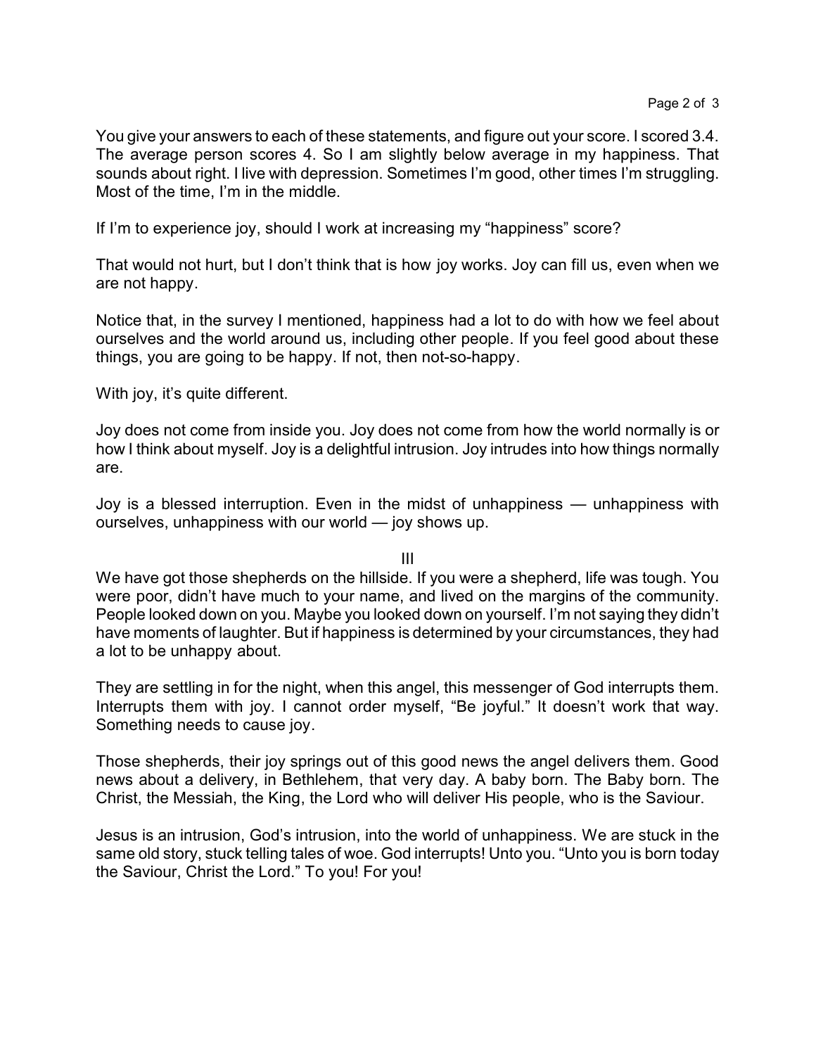You give your answers to each of these statements, and figure out your score. I scored 3.4. The average person scores 4. So I am slightly below average in my happiness. That sounds about right. I live with depression. Sometimes I'm good, other times I'm struggling. Most of the time, I'm in the middle.

If I'm to experience joy, should I work at increasing my "happiness" score?

That would not hurt, but I don't think that is how joy works. Joy can fill us, even when we are not happy.

Notice that, in the survey I mentioned, happiness had a lot to do with how we feel about ourselves and the world around us, including other people. If you feel good about these things, you are going to be happy. If not, then not-so-happy.

With joy, it's quite different.

Joy does not come from inside you. Joy does not come from how the world normally is or how I think about myself. Joy is a delightful intrusion. Joy intrudes into how things normally are.

Joy is a blessed interruption. Even in the midst of unhappiness — unhappiness with ourselves, unhappiness with our world — joy shows up.

## III

We have got those shepherds on the hillside. If you were a shepherd, life was tough. You were poor, didn't have much to your name, and lived on the margins of the community. People looked down on you. Maybe you looked down on yourself. I'm not saying they didn't have moments of laughter. But if happiness is determined by your circumstances, they had a lot to be unhappy about.

They are settling in for the night, when this angel, this messenger of God interrupts them. Interrupts them with joy. I cannot order myself, "Be joyful." It doesn't work that way. Something needs to cause joy.

Those shepherds, their joy springs out of this good news the angel delivers them. Good news about a delivery, in Bethlehem, that very day. A baby born. The Baby born. The Christ, the Messiah, the King, the Lord who will deliver His people, who is the Saviour.

Jesus is an intrusion, God's intrusion, into the world of unhappiness. We are stuck in the same old story, stuck telling tales of woe. God interrupts! Unto you. "Unto you is born today the Saviour, Christ the Lord." To you! For you!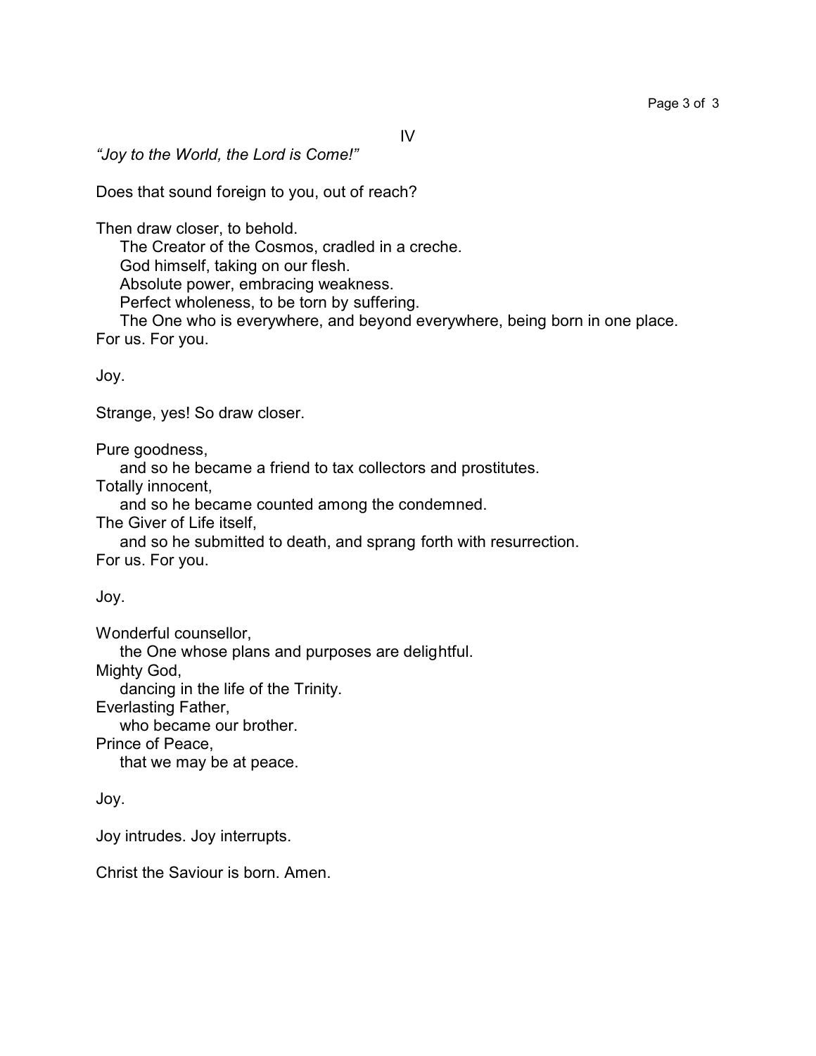## IV

*"Joy to the World, the Lord is Come!"*

Does that sound foreign to you, out of reach?

Then draw closer, to behold.
    The Creator of the Cosmos, cradled in a creche.
    God himself, taking on our flesh.
    Absolute power, embracing weakness.
    Perfect wholeness, to be torn by suffering.
    The One who is everywhere, and beyond everywhere, being born in one place.
For us. For you.

Joy.

Strange, yes! So draw closer.

Pure goodness,
    and so he became a friend to tax collectors and prostitutes.
Totally innocent,
    and so he became counted among the condemned.
The Giver of Life itself,
    and so he submitted to death, and sprang forth with resurrection.
For us. For you.

Joy.

Wonderful counsellor,
    the One whose plans and purposes are delightful.
Mighty God,
    dancing in the life of the Trinity.
Everlasting Father,
    who became our brother.
Prince of Peace,
    that we may be at peace.

Joy.

Joy intrudes. Joy interrupts.

Christ the Saviour is born. Amen.